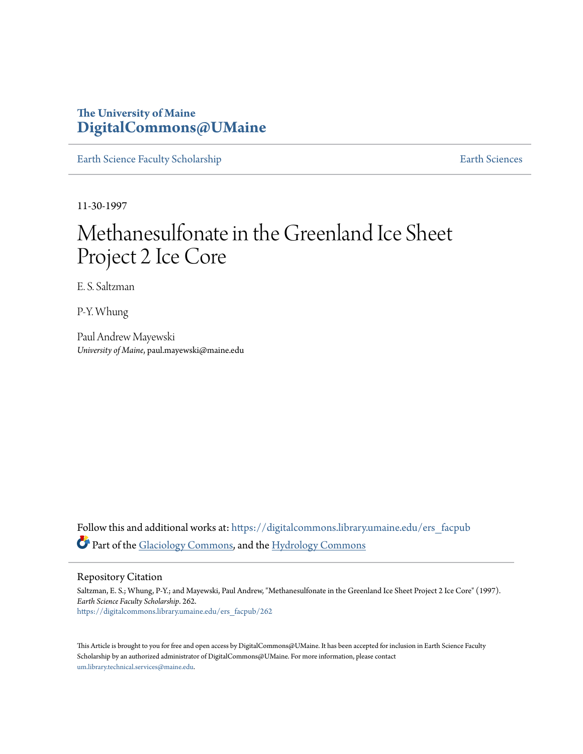The University of Maine
**DigitalCommons@UMaine**

Earth Science Faculty Scholarship | Earth Sciences

11-30-1997

# Methanesulfonate in the Greenland Ice Sheet Project 2 Ice Core

E. S. Saltzman

P.-Y. Whung

Paul Andrew Mayewski
*University of Maine*, paul.mayewski@maine.edu

Follow this and additional works at: https://digitalcommons.library.umaine.edu/ers_facpub

Part of the Glaciology Commons, and the Hydrology Commons

## Repository Citation

Saltzman, E. S.; Whung, P.-Y.; and Mayewski, Paul Andrew, "Methanesulfonate in the Greenland Ice Sheet Project 2 Ice Core" (1997). *Earth Science Faculty Scholarship*. 262.
https://digitalcommons.library.umaine.edu/ers_facpub/262

This Article is brought to you for free and open access by DigitalCommons@UMaine. It has been accepted for inclusion in Earth Science Faculty Scholarship by an authorized administrator of DigitalCommons@UMaine. For more information, please contact um.library.technical.services@maine.edu.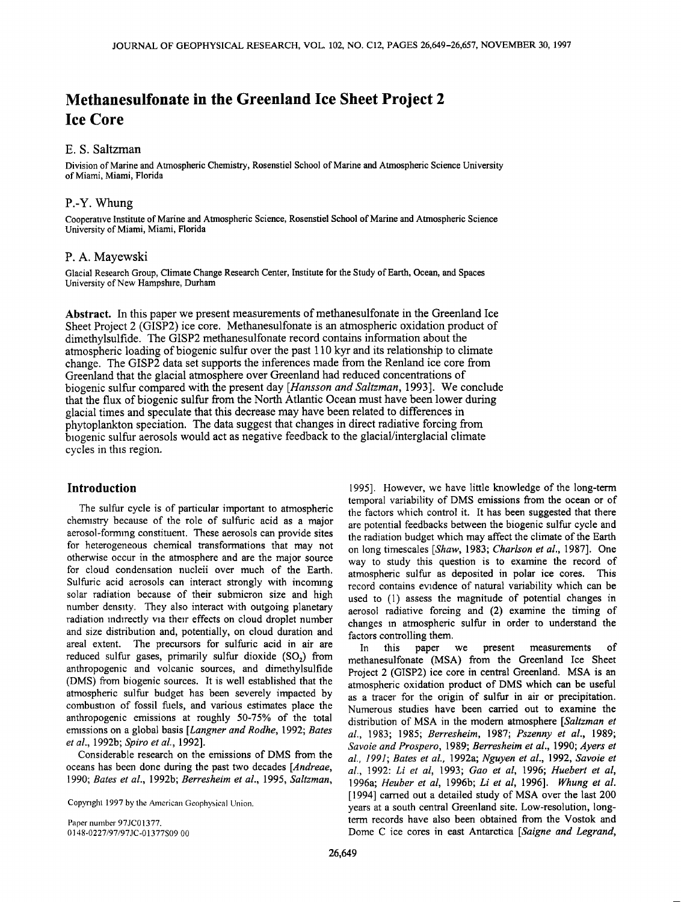# Methanesulfonate in the Greenland Ice Sheet Project 2 Ice Core

## E. S. Saltzman

Division of Marine and Atmospheric Chemistry, Rosenstiel School of Marine and Atmospheric Science University of Miami, Miami, Florida

## P.-Y. Whung

Cooperative Institute of Marine and Atmospheric Science, Rosenstiel School of Marine and Atmospheric Science University of Miami, Miami, Florida

## P. A. Mayewski

Glacial Research Group, Climate Change Research Center, Institute for the Study of Earth, Ocean, and Spaces University of New Hampshire, Durham

**Abstract.** In this paper we present measurements of methanesulfonate in the Greenland Ice Sheet Project 2 (GISP2) ice core. Methanesulfonate is an atmospheric oxidation product of dimethylsulfide. The GISP2 methanesulfonate record contains information about the atmospheric loading of biogenic sulfur over the past 110 kyr and its relationship to climate change. The GISP2 data set supports the inferences made from the Renland ice core from Greenland that the glacial atmosphere over Greenland had reduced concentrations of biogenic sulfur compared with the present day [*Hansson and Saltzman*, 1993]. We conclude that the flux of biogenic sulfur from the North Atlantic Ocean must have been lower during glacial times and speculate that this decrease may have been related to differences in phytoplankton speciation. The data suggest that changes in direct radiative forcing from biogenic sulfur aerosols would act as negative feedback to the glacial/interglacial climate cycles in this region.

## Introduction

The sulfur cycle is of particular important to atmospheric chemistry because of the role of sulfuric acid as a major aerosol-forming constituent. These aerosols can provide sites for heterogeneous chemical transformations that may not otherwise occur in the atmosphere and are the major source for cloud condensation nucleii over much of the Earth. Sulfuric acid aerosols can interact strongly with incoming solar radiation because of their submicron size and high number density. They also interact with outgoing planetary radiation indirectly via their effects on cloud droplet number and size distribution and, potentially, on cloud duration and areal extent. The precursors for sulfuric acid in air are reduced sulfur gases, primarily sulfur dioxide ($SO_2$) from anthropogenic and volcanic sources, and dimethylsulfide (DMS) from biogenic sources. It is well established that the atmospheric sulfur budget has been severely impacted by combustion of fossil fuels, and various estimates place the anthropogenic emissions at roughly 50-75% of the total emissions on a global basis [*Langner and Rodhe*, 1992; *Bates et al.*, 1992b; *Spiro et al.*, 1992].

Considerable research on the emissions of DMS from the oceans has been done during the past two decades [*Andreae*, 1990; *Bates et al.*, 1992b; *Berresheim et al.*, 1995, *Saltzman*, 1995]. However, we have little knowledge of the long-term temporal variability of DMS emissions from the ocean or of the factors which control it. It has been suggested that there are potential feedbacks between the biogenic sulfur cycle and the radiation budget which may affect the climate of the Earth on long timescales [*Shaw*, 1983; *Charlson et al.*, 1987]. One way to study this question is to examine the record of atmospheric sulfur as deposited in polar ice cores. This record contains evidence of natural variability which can be used to (1) assess the magnitude of potential changes in aerosol radiative forcing and (2) examine the timing of changes in atmospheric sulfur in order to understand the factors controlling them.

In this paper we present measurements of methanesulfonate (MSA) from the Greenland Ice Sheet Project 2 (GISP2) ice core in central Greenland. MSA is an atmospheric oxidation product of DMS which can be useful as a tracer for the origin of sulfur in air or precipitation. Numerous studies have been carried out to examine the distribution of MSA in the modern atmosphere [*Saltzman et al.*, 1983; 1985; *Berresheim*, 1987; *Pszenny et al.*, 1989; *Savoie and Prospero*, 1989; *Berresheim et al.*, 1990; *Ayers et al., 1991*; *Bates et al.*, 1992a; *Nguyen et al.*, 1992, *Savoie et al.*, 1992: *Li et al*, 1993; *Gao et al*, 1996; *Huebert et al*, 1996a; *Heuber et al*, 1996b; *Li et al*, 1996]. *Whung et al.* [1994] carried out a detailed study of MSA over the last 200 years at a south central Greenland site. Low-resolution, long-term records have also been obtained from the Vostok and Dome C ice cores in east Antarctica [*Saigne and Legrand*,

Copyright 1997 by the American Geophysical Union.

Paper number 97JC01377.
0148-0227/97/97JC-01377$09 00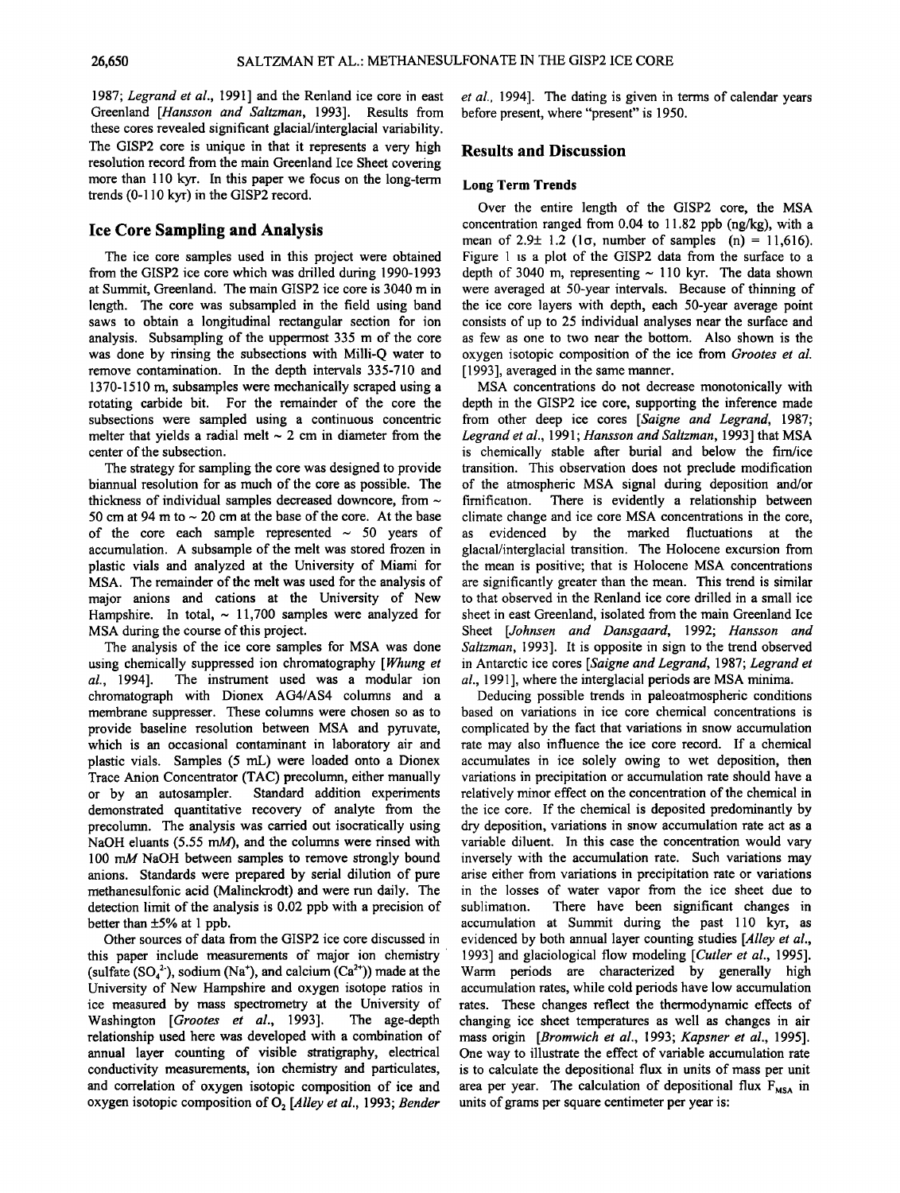1987; *Legrand et al.*, 1991] and the Renland ice core in east Greenland [*Hansson and Saltzman*, 1993]. Results from these cores revealed significant glacial/interglacial variability. The GISP2 core is unique in that it represents a very high resolution record from the main Greenland Ice Sheet covering more than 110 kyr. In this paper we focus on the long-term trends (0-110 kyr) in the GISP2 record.

## Ice Core Sampling and Analysis

The ice core samples used in this project were obtained from the GISP2 ice core which was drilled during 1990-1993 at Summit, Greenland. The main GISP2 ice core is 3040 m in length. The core was subsampled in the field using band saws to obtain a longitudinal rectangular section for ion analysis. Subsampling of the uppermost 335 m of the core was done by rinsing the subsections with Milli-Q water to remove contamination. In the depth intervals 335-710 and 1370-1510 m, subsamples were mechanically scraped using a rotating carbide bit. For the remainder of the core the subsections were sampled using a continuous concentric melter that yields a radial melt ~ 2 cm in diameter from the center of the subsection.

The strategy for sampling the core was designed to provide biannual resolution for as much of the core as possible. The thickness of individual samples decreased downcore, from ~ 50 cm at 94 m to ~ 20 cm at the base of the core. At the base of the core each sample represented ~ 50 years of accumulation. A subsample of the melt was stored frozen in plastic vials and analyzed at the University of Miami for MSA. The remainder of the melt was used for the analysis of major anions and cations at the University of New Hampshire. In total, ~ 11,700 samples were analyzed for MSA during the course of this project.

The analysis of the ice core samples for MSA was done using chemically suppressed ion chromatography [*Whung et al.*, 1994]. The instrument used was a modular ion chromatograph with Dionex AG4/AS4 columns and a membrane suppresser. These columns were chosen so as to provide baseline resolution between MSA and pyruvate, which is an occasional contaminant in laboratory air and plastic vials. Samples (5 mL) were loaded onto a Dionex Trace Anion Concentrator (TAC) precolumn, either manually or by an autosampler. Standard addition experiments demonstrated quantitative recovery of analyte from the precolumn. The analysis was carried out isocratically using NaOH eluants (5.55 m*M*), and the columns were rinsed with 100 m*M* NaOH between samples to remove strongly bound anions. Standards were prepared by serial dilution of pure methanesulfonic acid (Malinckrodt) and were run daily. The detection limit of the analysis is 0.02 ppb with a precision of better than ±5% at 1 ppb.

Other sources of data from the GISP2 ice core discussed in this paper include measurements of major ion chemistry (sulfate ($SO_4^{2-}$), sodium ($Na^+$), and calcium ($Ca^{2+}$)) made at the University of New Hampshire and oxygen isotope ratios in ice measured by mass spectrometry at the University of Washington [*Grootes et al.*, 1993]. The age-depth relationship used here was developed with a combination of annual layer counting of visible stratigraphy, electrical conductivity measurements, ion chemistry and particulates, and correlation of oxygen isotopic composition of ice and oxygen isotopic composition of $O_2$ [*Alley et al.*, 1993; *Bender et al.*, 1994]. The dating is given in terms of calendar years before present, where "present" is 1950.

## Results and Discussion

### Long Term Trends

Over the entire length of the GISP2 core, the MSA concentration ranged from 0.04 to 11.82 ppb (ng/kg), with a mean of 2.9± 1.2 (1σ, number of samples (n) = 11,616). Figure 1 is a plot of the GISP2 data from the surface to a depth of 3040 m, representing ~ 110 kyr. The data shown were averaged at 50-year intervals. Because of thinning of the ice core layers with depth, each 50-year average point consists of up to 25 individual analyses near the surface and as few as one to two near the bottom. Also shown is the oxygen isotopic composition of the ice from *Grootes et al.* [1993], averaged in the same manner.

MSA concentrations do not decrease monotonically with depth in the GISP2 ice core, supporting the inference made from other deep ice cores [*Saigne and Legrand*, 1987; *Legrand et al.*, 1991; *Hansson and Saltzman*, 1993] that MSA is chemically stable after burial and below the firn/ice transition. This observation does not preclude modification of the atmospheric MSA signal during deposition and/or firnification. There is evidently a relationship between climate change and ice core MSA concentrations in the core, as evidenced by the marked fluctuations at the glacial/interglacial transition. The Holocene excursion from the mean is positive; that is Holocene MSA concentrations are significantly greater than the mean. This trend is similar to that observed in the Renland ice core drilled in a small ice sheet in east Greenland, isolated from the main Greenland Ice Sheet [*Johnsen and Dansgaard*, 1992; *Hansson and Saltzman*, 1993]. It is opposite in sign to the trend observed in Antarctic ice cores [*Saigne and Legrand*, 1987; *Legrand et al.*, 1991], where the interglacial periods are MSA minima.

Deducing possible trends in paleoatmospheric conditions based on variations in ice core chemical concentrations is complicated by the fact that variations in snow accumulation rate may also influence the ice core record. If a chemical accumulates in ice solely owing to wet deposition, then variations in precipitation or accumulation rate should have a relatively minor effect on the concentration of the chemical in the ice core. If the chemical is deposited predominantly by dry deposition, variations in snow accumulation rate act as a variable diluent. In this case the concentration would vary inversely with the accumulation rate. Such variations may arise either from variations in precipitation rate or variations in the losses of water vapor from the ice sheet due to sublimation. There have been significant changes in accumulation at Summit during the past 110 kyr, as evidenced by both annual layer counting studies [*Alley et al.*, 1993] and glaciological flow modeling [*Cutler et al.*, 1995]. Warm periods are characterized by generally high accumulation rates, while cold periods have low accumulation rates. These changes reflect the thermodynamic effects of changing ice sheet temperatures as well as changes in air mass origin [*Bromwich et al.*, 1993; *Kapsner et al.*, 1995]. One way to illustrate the effect of variable accumulation rate is to calculate the depositional flux in units of mass per unit area per year. The calculation of depositional flux $F_{MSA}$ in units of grams per square centimeter per year is: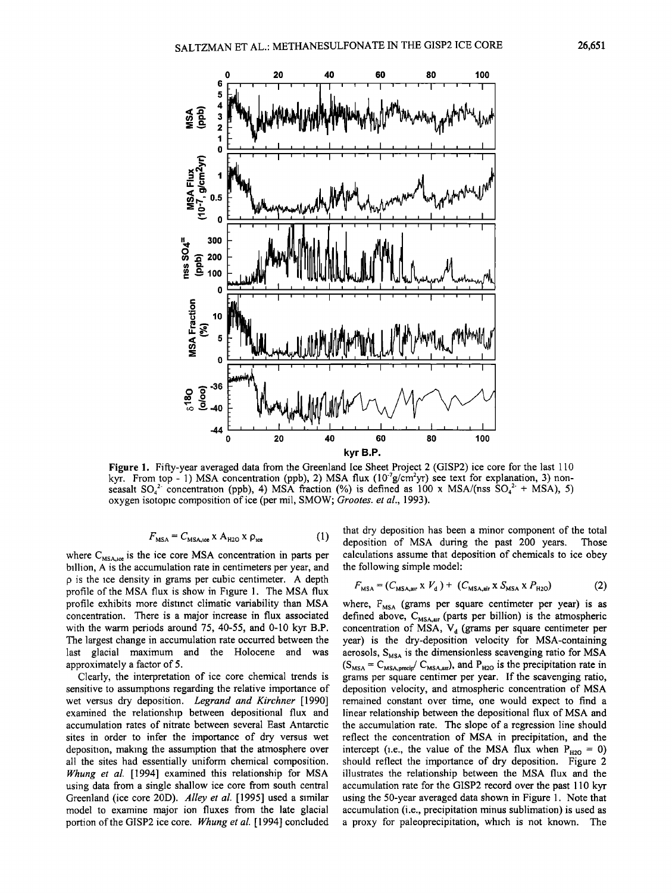Figure 1. Fifty-year averaged data from the Greenland Ice Sheet Project 2 (GISP2) ice core for the last 110 kyr. From top - 1) MSA concentration (ppb), 2) MSA flux ($10^{-7}$g/cm$^2$yr) see text for explanation, 3) non-seasalt $SO_4^{2-}$ concentration (ppb), 4) MSA fraction (%) is defined as 100 x MSA/(nss $SO_4^{2-}$ + MSA), 5) oxygen isotopic composition of ice (per mil, SMOW; *Grootes. et al.*, 1993).

$$F_{MSA} = C_{MSA,ice} \times A_{H2O} \times \rho_{ice} \quad (1)$$

where $C_{MSA,ice}$ is the ice core MSA concentration in parts per billion, A is the accumulation rate in centimeters per year, and ρ is the ice density in grams per cubic centimeter. A depth profile of the MSA flux is show in Figure 1. The MSA flux profile exhibits more distinct climatic variability than MSA concentration. There is a major increase in flux associated with the warm periods around 75, 40-55, and 0-10 kyr B.P. The largest change in accumulation rate occurred between the last glacial maximum and the Holocene and was approximately a factor of 5.

Clearly, the interpretation of ice core chemical trends is sensitive to assumptions regarding the relative importance of wet versus dry deposition. *Legrand and Kirchner* [1990] examined the relationship between depositional flux and accumulation rates of nitrate between several East Antarctic sites in order to infer the importance of dry versus wet deposition, making the assumption that the atmosphere over all the sites had essentially uniform chemical composition. *Whung et al.* [1994] examined this relationship for MSA using data from a single shallow ice core from south central Greenland (ice core 20D). *Alley et al.* [1995] used a similar model to examine major ion fluxes from the late glacial portion of the GISP2 ice core. *Whung et al.* [1994] concluded that dry deposition has been a minor component of the total deposition of MSA during the past 200 years. Those calculations assume that deposition of chemicals to ice obey the following simple model:

$$F_{MSA} = (C_{MSA,air} \times V_d) + (C_{MSA,air} \times S_{MSA} \times P_{H2O}) \quad (2)$$

where, $F_{MSA}$ (grams per square centimeter per year) is as defined above, $C_{MSA,air}$ (parts per billion) is the atmospheric concentration of MSA, $V_d$ (grams per square centimeter per year) is the dry-deposition velocity for MSA-containing aerosols, $S_{MSA}$ is the dimensionless scavenging ratio for MSA ($S_{MSA} = C_{MSA,precip}/ C_{MSA,air}$), and $P_{H2O}$ is the precipitation rate in grams per square centimer per year. If the scavenging ratio, deposition velocity, and atmospheric concentration of MSA remained constant over time, one would expect to find a linear relationship between the depositional flux of MSA and the accumulation rate. The slope of a regression line should reflect the concentration of MSA in precipitation, and the intercept (i.e., the value of the MSA flux when $P_{H2O}$ = 0) should reflect the importance of dry deposition. Figure 2 illustrates the relationship between the MSA flux and the accumulation rate for the GISP2 record over the past 110 kyr using the 50-year averaged data shown in Figure 1. Note that accumulation (i.e., precipitation minus sublimation) is used as a proxy for paleoprecipitation, which is not known. The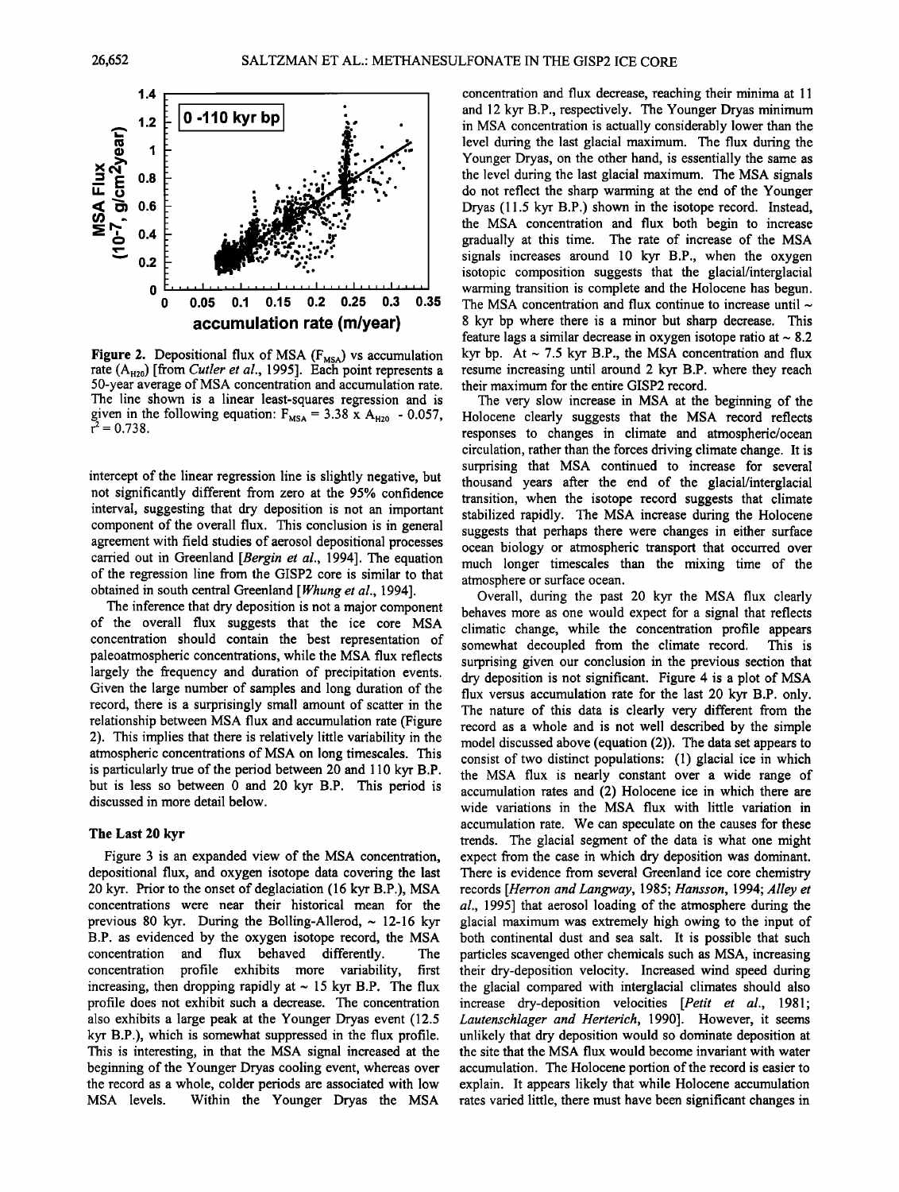Figure 2. Depositional flux of MSA ($F_{MSA}$) vs accumulation rate ($A_{H2O}$) [from *Cutler et al.*, 1995]. Each point represents a 50-year average of MSA concentration and accumulation rate. The line shown is a linear least-squares regression and is given in the following equation: $F_{MSA} = 3.38 \times A_{H2O} - 0.057$, $r^2 = 0.738$.

intercept of the linear regression line is slightly negative, but not significantly different from zero at the 95% confidence interval, suggesting that dry deposition is not an important component of the overall flux. This conclusion is in general agreement with field studies of aerosol depositional processes carried out in Greenland [*Bergin et al.*, 1994]. The equation of the regression line from the GISP2 core is similar to that obtained in south central Greenland [*Whung et al.*, 1994].

The inference that dry deposition is not a major component of the overall flux suggests that the ice core MSA concentration should contain the best representation of paleoatmospheric concentrations, while the MSA flux reflects largely the frequency and duration of precipitation events. Given the large number of samples and long duration of the record, there is a surprisingly small amount of scatter in the relationship between MSA flux and accumulation rate (Figure 2). This implies that there is relatively little variability in the atmospheric concentrations of MSA on long timescales. This is particularly true of the period between 20 and 110 kyr B.P. but is less so between 0 and 20 kyr B.P. This period is discussed in more detail below.

### The Last 20 kyr

Figure 3 is an expanded view of the MSA concentration, depositional flux, and oxygen isotope data covering the last 20 kyr. Prior to the onset of deglaciation (16 kyr B.P.), MSA concentrations were near their historical mean for the previous 80 kyr. During the Bolling-Allerod, ~ 12-16 kyr B.P. as evidenced by the oxygen isotope record, the MSA concentration and flux behaved differently. The concentration profile exhibits more variability, first increasing, then dropping rapidly at ~ 15 kyr B.P. The flux profile does not exhibit such a decrease. The concentration also exhibits a large peak at the Younger Dryas event (12.5 kyr B.P.), which is somewhat suppressed in the flux profile. This is interesting, in that the MSA signal increased at the beginning of the Younger Dryas cooling event, whereas over the record as a whole, colder periods are associated with low MSA levels. Within the Younger Dryas the MSA concentration and flux decrease, reaching their minima at 11 and 12 kyr B.P., respectively. The Younger Dryas minimum in MSA concentration is actually considerably lower than the level during the last glacial maximum. The flux during the Younger Dryas, on the other hand, is essentially the same as the level during the last glacial maximum. The MSA signals do not reflect the sharp warming at the end of the Younger Dryas (11.5 kyr B.P.) shown in the isotope record. Instead, the MSA concentration and flux both begin to increase gradually at this time. The rate of increase of the MSA signals increases around 10 kyr B.P., when the oxygen isotopic composition suggests that the glacial/interglacial warming transition is complete and the Holocene has begun. The MSA concentration and flux continue to increase until ~ 8 kyr bp where there is a minor but sharp decrease. This feature lags a similar decrease in oxygen isotope ratio at ~ 8.2 kyr bp. At ~ 7.5 kyr B.P., the MSA concentration and flux resume increasing until around 2 kyr B.P. where they reach their maximum for the entire GISP2 record.

The very slow increase in MSA at the beginning of the Holocene clearly suggests that the MSA record reflects responses to changes in climate and atmospheric/ocean circulation, rather than the forces driving climate change. It is surprising that MSA continued to increase for several thousand years after the end of the glacial/interglacial transition, when the isotope record suggests that climate stabilized rapidly. The MSA increase during the Holocene suggests that perhaps there were changes in either surface ocean biology or atmospheric transport that occurred over much longer timescales than the mixing time of the atmosphere or surface ocean.

Overall, during the past 20 kyr the MSA flux clearly behaves more as one would expect for a signal that reflects climatic change, while the concentration profile appears somewhat decoupled from the climate record. This is surprising given our conclusion in the previous section that dry deposition is not significant. Figure 4 is a plot of MSA flux versus accumulation rate for the last 20 kyr B.P. only. The nature of this data is clearly very different from the record as a whole and is not well described by the simple model discussed above (equation (2)). The data set appears to consist of two distinct populations: (1) glacial ice in which the MSA flux is nearly constant over a wide range of accumulation rates and (2) Holocene ice in which there are wide variations in the MSA flux with little variation in accumulation rate. We can speculate on the causes for these trends. The glacial segment of the data is what one might expect from the case in which dry deposition was dominant. There is evidence from several Greenland ice core chemistry records [*Herron and Langway*, 1985; *Hansson*, 1994; *Alley et al.*, 1995] that aerosol loading of the atmosphere during the glacial maximum was extremely high owing to the input of both continental dust and sea salt. It is possible that such particles scavenged other chemicals such as MSA, increasing their dry-deposition velocity. Increased wind speed during the glacial compared with interglacial climates should also increase dry-deposition velocities [*Petit et al.*, 1981; *Lautenschlager and Herterich*, 1990]. However, it seems unlikely that dry deposition would so dominate deposition at the site that the MSA flux would become invariant with water accumulation. The Holocene portion of the record is easier to explain. It appears likely that while Holocene accumulation rates varied little, there must have been significant changes in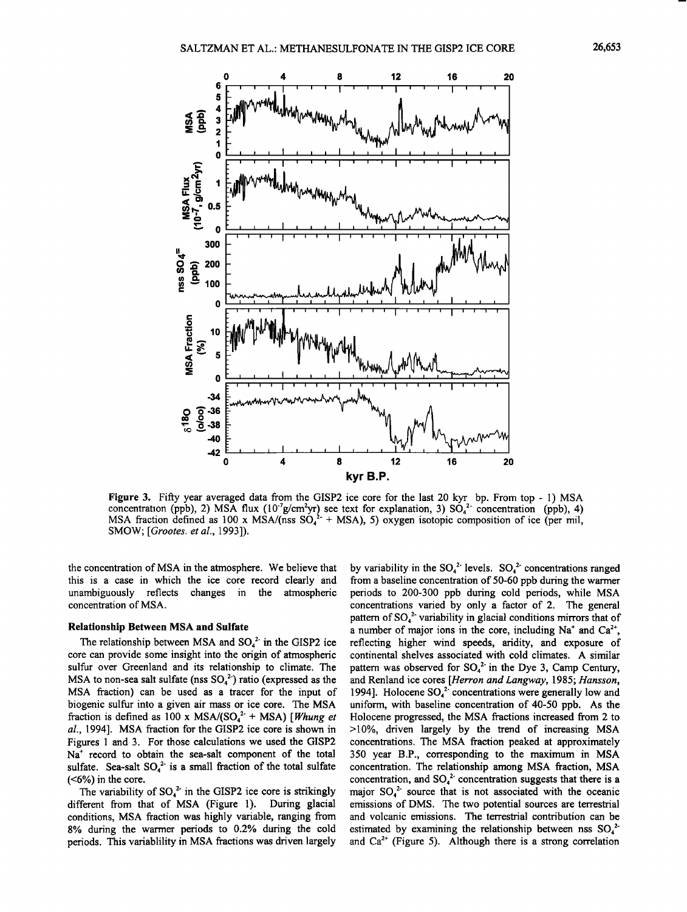Figure 3. Fifty year averaged data from the GISP2 ice core for the last 20 kyr bp. From top - 1) MSA concentration (ppb), 2) MSA flux ($10^{-7}$g/cm$^2$yr) see text for explanation, 3) $SO_4^{2-}$ concentration (ppb), 4) MSA fraction defined as 100 x MSA/(nss $SO_4^{2-}$ + MSA), 5) oxygen isotopic composition of ice (per mil, SMOW; [*Grootes. et al.*, 1993]).

the concentration of MSA in the atmosphere. We believe that this is a case in which the ice core record clearly and unambiguously reflects changes in the atmospheric concentration of MSA.

### Relationship Between MSA and Sulfate

The relationship between MSA and $SO_4^{2-}$ in the GISP2 ice core can provide some insight into the origin of atmospheric sulfur over Greenland and its relationship to climate. The MSA to non-sea salt sulfate (nss $SO_4^{2-}$) ratio (expressed as the MSA fraction) can be used as a tracer for the input of biogenic sulfur into a given air mass or ice core. The MSA fraction is defined as 100 x MSA/($SO_4^{2-}$ + MSA) [*Whung et al.*, 1994]. MSA fraction for the GISP2 ice core is shown in Figures 1 and 3. For those calculations we used the GISP2 $Na^+$ record to obtain the sea-salt component of the total sulfate. Sea-salt $SO_4^{2-}$ is a small fraction of the total sulfate (<6%) in the core.

The variability of $SO_4^{2-}$ in the GISP2 ice core is strikingly different from that of MSA (Figure 1). During glacial conditions, MSA fraction was highly variable, ranging from 8% during the warmer periods to 0.2% during the cold periods. This variablility in MSA fractions was driven largely by variability in the $SO_4^{2-}$ levels. $SO_4^{2-}$ concentrations ranged from a baseline concentration of 50-60 ppb during the warmer periods to 200-300 ppb during cold periods, while MSA concentrations varied by only a factor of 2. The general pattern of $SO_4^{2-}$ variability in glacial conditions mirrors that of a number of major ions in the core, including $Na^+$ and $Ca^{2+}$, reflecting higher wind speeds, aridity, and exposure of continental shelves associated with cold climates. A similar pattern was observed for $SO_4^{2-}$ in the Dye 3, Camp Century, and Renland ice cores [*Herron and Langway*, 1985; *Hansson*, 1994]. Holocene $SO_4^{2-}$ concentrations were generally low and uniform, with baseline concentration of 40-50 ppb. As the Holocene progressed, the MSA fractions increased from 2 to >10%, driven largely by the trend of increasing MSA concentrations. The MSA fraction peaked at approximately 350 year B.P., corresponding to the maximum in MSA concentration. The relationship among MSA fraction, MSA concentration, and $SO_4^{2-}$ concentration suggests that there is a major $SO_4^{2-}$ source that is not associated with the oceanic emissions of DMS. The two potential sources are terrestrial and volcanic emissions. The terrestrial contribution can be estimated by examining the relationship between nss $SO_4^{2-}$ and $Ca^{2+}$ (Figure 5). Although there is a strong correlation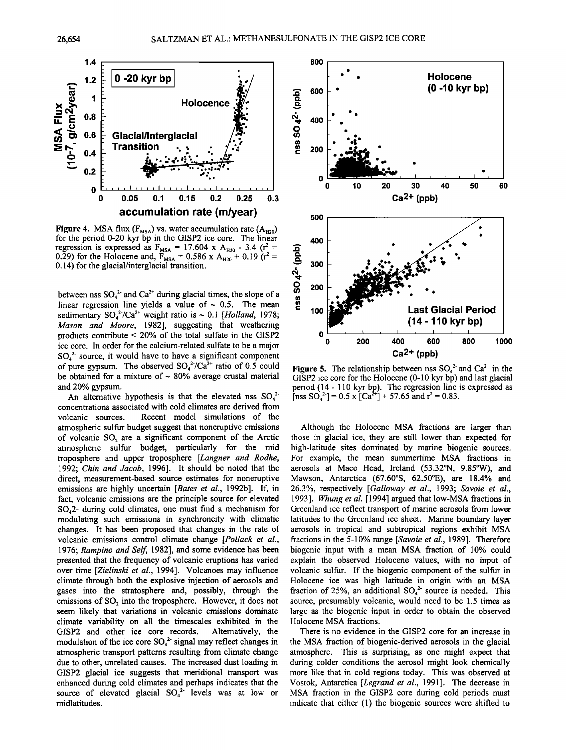**Figure 4.** MSA flux ($F_{MSA}$) vs. water accumulation rate ($A_{H2O}$) for the period 0-20 kyr bp in the GISP2 ice core. The linear regression is expressed as $F_{MSA} = 17.604 \times A_{H2O} - 3.4$ ($r^2 = 0.29$) for the Holocene and, $F_{MSA} = 0.586 \times A_{H2O} + 0.19$ ($r^2 = 0.14$) for the glacial/interglacial transition.

between nss $SO_4^{2-}$ and $Ca^{2+}$ during glacial times, the slope of a linear regression line yields a value of ~ 0.5. The mean sedimentary $SO_4^{2-}/Ca^{2+}$ weight ratio is ~ 0.1 [*Holland*, 1978; *Mason and Moore*, 1982], suggesting that weathering products contribute < 20% of the total sulfate in the GISP2 ice core. In order for the calcium-related sulfate to be a major $SO_4^{2-}$ source, it would have to have a significant component of pure gypsum. The observed $SO_4^{2-}/Ca^{2+}$ ratio of 0.5 could be obtained for a mixture of ~ 80% average crustal material and 20% gypsum.

An alternative hypothesis is that the elevated nss $SO_4^{2-}$ concentrations associated with cold climates are derived from volcanic sources. Recent model simulations of the atmospheric sulfur budget suggest that noneruptive emissions of volcanic $SO_2$ are a significant component of the Arctic atmospheric sulfur budget, particularly for the mid troposphere and upper troposphere [*Langner and Rodhe*, 1992; *Chin and Jacob*, 1996]. It should be noted that the direct, measurement-based source estimates for noneruptive emissions are highly uncertain [*Bates et al.*, 1992b]. If, in fact, volcanic emissions are the principle source for elevated $SO_4$2- during cold climates, one must find a mechanism for modulating such emissions in synchroneity with climatic changes. It has been proposed that changes in the rate of volcanic emissions control climate change [*Pollack et al.*, 1976; *Rampino and Self*, 1982], and some evidence has been presented that the frequency of volcanic eruptions has varied over time [*Zielinski et al.*, 1994]. Volcanoes may influence climate through both the explosive injection of aerosols and gases into the stratosphere and, possibly, through the emissions of $SO_2$ into the troposphere. However, it does not seem likely that variations in volcanic emissions dominate climate variability on all the timescales exhibited in the GISP2 and other ice core records. Alternatively, the modulation of the ice core $SO_4^{2-}$ signal may reflect changes in atmospheric transport patterns resulting from climate change due to other, unrelated causes. The increased dust loading in GISP2 glacial ice suggests that meridional transport was enhanced during cold climates and perhaps indicates that the source of elevated glacial $SO_4^{2-}$ levels was at low or midlatitudes.

**Figure 5.** The relationship between nss $SO_4^{2-}$ and $Ca^{2+}$ in the GISP2 ice core for the Holocene (0-10 kyr bp) and last glacial period (14 - 110 kyr bp). The regression line is expressed as $[\text{nss } SO_4^{2-}] = 0.5 \times [Ca^{2+}] + 57.65$ and $r^2 = 0.83$.

Although the Holocene MSA fractions are larger than those in glacial ice, they are still lower than expected for high-latitude sites dominated by marine biogenic sources. For example, the mean summertime MSA fractions in aerosols at Mace Head, Ireland (53.32°N, 9.85°W), and Mawson, Antarctica (67.60°S, 62.50°E), are 18.4% and 26.3%, respectively [*Galloway et al.*, 1993; *Savoie et al.*, 1993]. *Whung et al.* [1994] argued that low-MSA fractions in Greenland ice reflect transport of marine aerosols from lower latitudes to the Greenland ice sheet. Marine boundary layer aerosols in tropical and subtropical regions exhibit MSA fractions in the 5-10% range [*Savoie et al.*, 1989]. Therefore biogenic input with a mean MSA fraction of 10% could explain the observed Holocene values, with no input of volcanic sulfur. If the biogenic component of the sulfur in Holocene ice was high latitude in origin with an MSA fraction of 25%, an additional $SO_4^{2-}$ source is needed. This source, presumably volcanic, would need to be 1.5 times as large as the biogenic input in order to obtain the observed Holocene MSA fractions.

There is no evidence in the GISP2 core for an increase in the MSA fraction of biogenic-derived aerosols in the glacial atmosphere. This is surprising, as one might expect that during colder conditions the aerosol might look chemically more like that in cold regions today. This was observed at Vostok, Antarctica [*Legrand et al.*, 1991]. The decrease in MSA fraction in the GISP2 core during cold periods must indicate that either (1) the biogenic sources were shifted to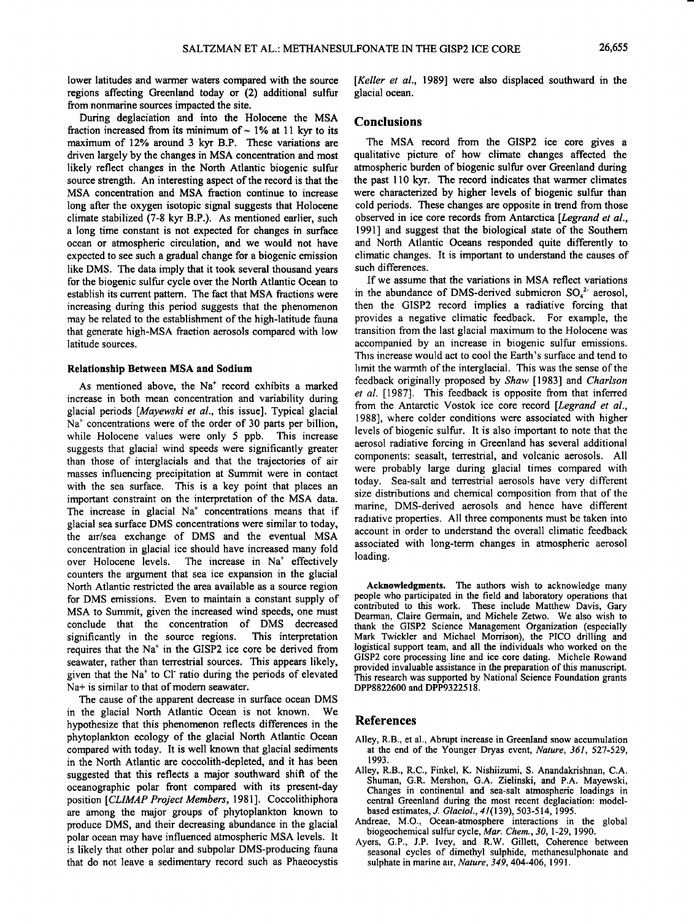lower latitudes and warmer waters compared with the source regions affecting Greenland today or (2) additional sulfur from nonmarine sources impacted the site.

During deglaciation and into the Holocene the MSA fraction increased from its minimum of ~ 1% at 11 kyr to its maximum of 12% around 3 kyr B.P. These variations are driven largely by the changes in MSA concentration and most likely reflect changes in the North Atlantic biogenic sulfur source strength. An interesting aspect of the record is that the MSA concentration and MSA fraction continue to increase long after the oxygen isotopic signal suggests that Holocene climate stabilized (7-8 kyr B.P.). As mentioned earlier, such a long time constant is not expected for changes in surface ocean or atmospheric circulation, and we would not have expected to see such a gradual change for a biogenic emission like DMS. The data imply that it took several thousand years for the biogenic sulfur cycle over the North Atlantic Ocean to establish its current pattern. The fact that MSA fractions were increasing during this period suggests that the phenomenon may be related to the establishment of the high-latitude fauna that generate high-MSA fraction aerosols compared with low latitude sources.

### Relationship Between MSA and Sodium

As mentioned above, the $Na^+$ record exhibits a marked increase in both mean concentration and variability during glacial periods [*Mayewski et al.*, this issue]. Typical glacial $Na^+$ concentrations were of the order of 30 parts per billion, while Holocene values were only 5 ppb. This increase suggests that glacial wind speeds were significantly greater than those of interglacials and that the trajectories of air masses influencing precipitation at Summit were in contact with the sea surface. This is a key point that places an important constraint on the interpretation of the MSA data. The increase in glacial $Na^+$ concentrations means that if glacial sea surface DMS concentrations were similar to today, the air/sea exchange of DMS and the eventual MSA concentration in glacial ice should have increased many fold over Holocene levels. The increase in $Na^+$ effectively counters the argument that sea ice expansion in the glacial North Atlantic restricted the area available as a source region for DMS emissions. Even to maintain a constant supply of MSA to Summit, given the increased wind speeds, one must conclude that the concentration of DMS decreased significantly in the source regions. This interpretation requires that the $Na^+$ in the GISP2 ice core be derived from seawater, rather than terrestrial sources. This appears likely, given that the $Na^+$ to $Cl^-$ ratio during the periods of elevated $Na^+$ is similar to that of modern seawater.

The cause of the apparent decrease in surface ocean DMS in the glacial North Atlantic Ocean is not known. We hypothesize that this phenomenon reflects differences in the phytoplankton ecology of the glacial North Atlantic Ocean compared with today. It is well known that glacial sediments in the North Atlantic are coccolith-depleted, and it has been suggested that this reflects a major southward shift of the oceanographic polar front compared with its present-day position [*CLIMAP Project Members*, 1981]. Coccolithiphora are among the major groups of phytoplankton known to produce DMS, and their decreasing abundance in the glacial polar ocean may have influenced atmospheric MSA levels. It is likely that other polar and subpolar DMS-producing fauna that do not leave a sedimentary record such as Phaeocystis [*Keller et al.*, 1989] were also displaced southward in the glacial ocean.

## Conclusions

The MSA record from the GISP2 ice core gives a qualitative picture of how climate changes affected the atmospheric burden of biogenic sulfur over Greenland during the past 110 kyr. The record indicates that warmer climates were characterized by higher levels of biogenic sulfur than cold periods. These changes are opposite in trend from those observed in ice core records from Antarctica [*Legrand et al.*, 1991] and suggest that the biological state of the Southern and North Atlantic Oceans responded quite differently to climatic changes. It is important to understand the causes of such differences.

If we assume that the variations in MSA reflect variations in the abundance of DMS-derived submicron $SO_4^{2-}$ aerosol, then the GISP2 record implies a radiative forcing that provides a negative climatic feedback. For example, the transition from the last glacial maximum to the Holocene was accompanied by an increase in biogenic sulfur emissions. This increase would act to cool the Earth's surface and tend to limit the warmth of the interglacial. This was the sense of the feedback originally proposed by *Shaw* [1983] and *Charlson et al.* [1987]. This feedback is opposite from that inferred from the Antarctic Vostok ice core record [*Legrand et al.*, 1988], where colder conditions were associated with higher levels of biogenic sulfur. It is also important to note that the aerosol radiative forcing in Greenland has several additional components: seasalt, terrestrial, and volcanic aerosols. All were probably large during glacial times compared with today. Sea-salt and terrestrial aerosols have very different size distributions and chemical composition from that of the marine, DMS-derived aerosols and hence have different radiative properties. All three components must be taken into account in order to understand the overall climatic feedback associated with long-term changes in atmospheric aerosol loading.

**Acknowledgments.** The authors wish to acknowledge many people who participated in the field and laboratory operations that contributed to this work. These include Matthew Davis, Gary Dearman, Claire Germain, and Michele Zetwo. We also wish to thank the GISP2 Science Management Organization (especially Mark Twickler and Michael Morrison), the PICO drilling and logistical support team, and all the individuals who worked on the GISP2 core processing line and ice core dating. Michele Rowand provided invaluable assistance in the preparation of this manuscript. This research was supported by National Science Foundation grants DPP8822600 and DPP9322518.

## References

Alley, R.B., et al., Abrupt increase in Greenland snow accumulation at the end of the Younger Dryas event, *Nature*, *361*, 527-529, 1993.

Alley, R.B., R.C., Finkel, K. Nishiizumi, S. Anandakrishnan, C.A. Shuman, G.R. Mershon, G.A. Zielinski, and P.A. Mayewski, Changes in continental and sea-salt atmospheric loadings in central Greenland during the most recent deglaciation: model-based estimates, *J. Glaciol.*, *41*(139), 503-514, 1995.

Andreae, M.O., Ocean-atmosphere interactions in the global biogeochemical sulfur cycle, *Mar. Chem.*, *30*, 1-29, 1990.

Ayers, G.P., J.P. Ivey, and R.W. Gillett, Coherence between seasonal cycles of dimethyl sulphide, methanesulphonate and sulphate in marine air, *Nature*, *349*, 404-406, 1991.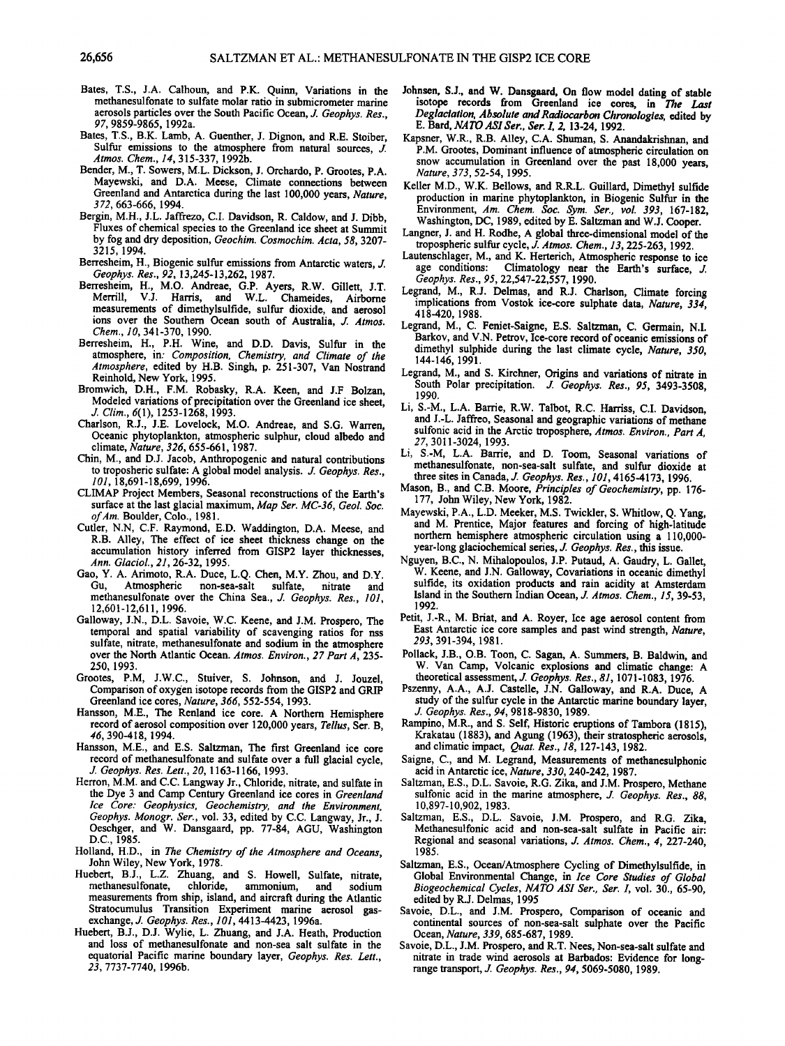Bates, T.S., J.A. Calhoun, and P.K. Quinn, Variations in the methanesulfonate to sulfate molar ratio in submicrometer marine aerosols particles over the South Pacific Ocean, *J. Geophys. Res.*, *97*, 9859-9865, 1992a.

Bates, T.S., B.K. Lamb, A. Guenther, J. Dignon, and R.E. Stoiber, Sulfur emissions to the atmosphere from natural sources, *J. Atmos. Chem.*, *14*, 315-337, 1992b.

Bender, M., T. Sowers, M.L. Dickson, J. Orchardo, P. Grootes, P.A. Mayewski, and D.A. Meese, Climate connections between Greenland and Antarctica during the last 100,000 years, *Nature*, *372*, 663-666, 1994.

Bergin, M.H., J.L. Jaffrezo, C.I. Davidson, R. Caldow, and J. Dibb, Fluxes of chemical species to the Greenland ice sheet at Summit by fog and dry deposition, *Geochim. Cosmochim. Acta*, *58*, 3207-3215, 1994.

Berresheim, H., Biogenic sulfur emissions from Antarctic waters, *J. Geophys. Res.*, *92*, 13,245-13,262, 1987.

Berresheim, H., M.O. Andreae, G.P. Ayers, R.W. Gillett, J.T. Merrill, V.J. Harris, and W.L. Chameides, Airborne measurements of dimethylsulfide, sulfur dioxide, and aerosol ions over the Southern Ocean south of Australia, *J. Atmos. Chem.*, *10*, 341-370, 1990.

Berresheim, H., P.H. Wine, and D.D. Davis, Sulfur in the atmosphere, in: *Composition, Chemistry, and Climate of the Atmosphere*, edited by H.B. Singh, p. 251-307, Van Nostrand Reinhold, New York, 1995.

Bromwich, D.H., F.M. Robasky, R.A. Keen, and J.F Bolzan, Modeled variations of precipitation over the Greenland ice sheet, *J. Clim.*, *6*(1), 1253-1268, 1993.

Charlson, R.J., J.E. Lovelock, M.O. Andreae, and S.G. Warren, Oceanic phytoplankton, atmospheric sulphur, cloud albedo and climate, *Nature*, *326*, 655-661, 1987.

Chin, M., and D.J. Jacob, Anthropogenic and natural contributions to tropospheric sulfate: A global model analysis. *J. Geophys. Res.*, *101*, 18,691-18,699, 1996.

CLIMAP Project Members, Seasonal reconstructions of the Earth's surface at the last glacial maximum, *Map Ser. MC-36, Geol. Soc. of Am.* Boulder, Colo., 1981.

Cutler, N.N, C.F. Raymond, E.D. Waddington, D.A. Meese, and R.B. Alley, The effect of ice sheet thickness change on the accumulation history inferred from GISP2 layer thicknesses, *Ann. Glaciol.*, *21*, 26-32, 1995.

Gao, Y. A. Arimoto, R.A. Duce, L.Q. Chen, M.Y. Zhou, and D.Y. Gu, Atmospheric non-sea-salt sulfate, nitrate and methanesulfonate over the China Sea., *J. Geophys. Res.*, *101*, 12,601-12,611, 1996.

Galloway, J.N., D.L. Savoie, W.C. Keene, and J.M. Prospero, The temporal and spatial variability of scavenging ratios for nss sulfate, nitrate, methanesulfonate and sodium in the atmosphere over the North Atlantic Ocean. *Atmos. Environ.*, *27 Part A*, 235-250, 1993.

Grootes, P.M, J.W.C., Stuiver, S. Johnson, and J. Jouzel, Comparison of oxygen isotope records from the GISP2 and GRIP Greenland ice cores, *Nature*, *366*, 552-554, 1993.

Hansson, M.E., The Renland ice core. A Northern Hemisphere record of aerosol composition over 120,000 years, *Tellus*, Ser. B, *46*, 390-418, 1994.

Hansson, M.E., and E.S. Saltzman, The first Greenland ice core record of methanesulfonate and sulfate over a full glacial cycle, *J. Geophys. Res. Lett.*, *20*, 1163-1166, 1993.

Herron, M.M. and C.C. Langway Jr., Chloride, nitrate, and sulfate in the Dye 3 and Camp Century Greenland ice cores in *Greenland Ice Core: Geophysics, Geochemistry, and the Environment*, *Geophys. Monogr. Ser.*, vol. 33, edited by C.C. Langway, Jr., J. Oeschger, and W. Dansgaard, pp. 77-84, AGU, Washington D.C., 1985.

Holland, H.D., in *The Chemistry of the Atmosphere and Oceans*, John Wiley, New York, 1978.

Huebert, B.J., L.Z. Zhuang, and S. Howell, Sulfate, nitrate, methanesulfonate, chloride, ammonium, and sodium measurements from ship, island, and aircraft during the Atlantic Stratocumulus Transition Experiment marine aerosol gas-exchange, *J. Geophys. Res.*, *101*, 4413-4423, 1996a.

Huebert, B.J., D.J. Wylie, L. Zhuang, and J.A. Heath, Production and loss of methanesulfonate and non-sea salt sulfate in the equatorial Pacific marine boundary layer, *Geophys. Res. Lett.*, *23*, 7737-7740, 1996b.

Johnsen, S.J., and W. Dansgaard, On flow model dating of stable isotope records from Greenland ice cores, in *The Last Deglaciation, Absolute and Radiocarbon Chronologies*, edited by E. Bard, *NATO ASI Ser., Ser. I*, *2*, 13-24, 1992.

Kapsner, W.R., R.B. Alley, C.A. Shuman, S. Anandakrishnan, and P.M. Grootes, Dominant influence of atmospheric circulation on snow accumulation in Greenland over the past 18,000 years, *Nature*, *373*, 52-54, 1995.

Keller M.D., W.K. Bellows, and R.R.L. Guillard, Dimethyl sulfide production in marine phytoplankton, in Biogenic Sulfur in the Environment, *Am. Chem. Soc. Sym. Ser., vol. 393*, 167-182, Washington, DC, 1989, edited by E. Saltzman and W.J. Cooper.

Langner, J. and H. Rodhe, A global three-dimensional model of the tropospheric sulfur cycle, *J. Atmos. Chem.*, *13*, 225-263, 1992.

Lautenschlager, M., and K. Herterich, Atmospheric response to ice age conditions: Climatology near the Earth's surface, *J. Geophys. Res.*, *95*, 22,547-22,557, 1990.

Legrand, M., R.J. Delmas, and R.J. Charlson, Climate forcing implications from Vostok ice-core sulphate data, *Nature*, *334*, 418-420, 1988.

Legrand, M., C. Feniet-Saigne, E.S. Saltzman, C. Germain, N.I. Barkov, and V.N. Petrov, Ice-core record of oceanic emissions of dimethyl sulphide during the last climate cycle, *Nature*, *350*, 144-146, 1991.

Legrand, M., and S. Kirchner, Origins and variations of nitrate in South Polar precipitation. *J. Geophys. Res.*, *95*, 3493-3508, 1990.

Li, S.-M., L.A. Barrie, R.W. Talbot, R.C. Harriss, C.I. Davidson, and J.-L. Jaffreo, Seasonal and geographic variations of methane sulfonic acid in the Arctic troposphere, *Atmos. Environ., Part A*, *27*, 3011-3024, 1993.

Li, S.-M, L.A. Barrie, and D. Toom, Seasonal variations of methanesulfonate, non-sea-salt sulfate, and sulfur dioxide at three sites in Canada, *J. Geophys. Res.*, *101*, 4165-4173, 1996.

Mason, B., and C.B. Moore, *Principles of Geochemistry*, pp. 176-177, John Wiley, New York, 1982.

Mayewski, P.A., L.D. Meeker, M.S. Twickler, S. Whitlow, Q. Yang, and M. Prentice, Major features and forcing of high-latitude northern hemisphere atmospheric circulation using a 110,000-year-long glaciochemical series, *J. Geophys. Res.*, this issue.

Nguyen, B.C., N. Mihalopoulos, J.P. Putaud, A. Gaudry, L. Gallet, W. Keene, and J.N. Galloway, Covariations in oceanic dimethyl sulfide, its oxidation products and rain acidity at Amsterdam Island in the Southern Indian Ocean, *J. Atmos. Chem.*, *15*, 39-53, 1992.

Petit, J.-R., M. Briat, and A. Royer, Ice age aerosol content from East Antarctic ice core samples and past wind strength, *Nature*, *293*, 391-394, 1981.

Pollack, J.B., O.B. Toon, C. Sagan, A. Summers, B. Baldwin, and W. Van Camp, Volcanic explosions and climatic change: A theoretical assessment, *J. Geophys. Res.*, *81*, 1071-1083, 1976.

Pszenny, A.A., A.J. Castelle, J.N. Galloway, and R.A. Duce, A study of the sulfur cycle in the Antarctic marine boundary layer, *J. Geophys. Res.*, *94*, 9818-9830, 1989.

Rampino, M.R., and S. Self, Historic eruptions of Tambora (1815), Krakatau (1883), and Agung (1963), their stratospheric aerosols, and climatic impact, *Quat. Res.*, *18*, 127-143, 1982.

Saigne, C., and M. Legrand, Measurements of methanesulphonic acid in Antarctic ice, *Nature*, *330*, 240-242, 1987.

Saltzman, E.S., D.L. Savoie, R.G. Zika, and J.M. Prospero, Methane sulfonic acid in the marine atmosphere, *J. Geophys. Res.*, *88*, 10,897-10,902, 1983.

Saltzman, E.S., D.L. Savoie, J.M. Prospero, and R.G. Zika, Methanesulfonic acid and non-sea-salt sulfate in Pacific air: Regional and seasonal variations, *J. Atmos. Chem.*, *4*, 227-240, 1985.

Saltzman, E.S., Ocean/Atmosphere Cycling of Dimethylsulfide, in Global Environmental Change, in *Ice Core Studies of Global Biogeochemical Cycles*, *NATO ASI Ser., Ser. I*, vol. 30., 65-90, edited by R.J. Delmas, 1995

Savoie, D.L., and J.M. Prospero, Comparison of oceanic and continental sources of non-sea-salt sulphate over the Pacific Ocean, *Nature*, *339*, 685-687, 1989.

Savoie, D.L., J.M. Prospero, and R.T. Nees, Non-sea-salt sulfate and nitrate in trade wind aerosols at Barbados: Evidence for long-range transport, *J. Geophys. Res.*, *94*, 5069-5080, 1989.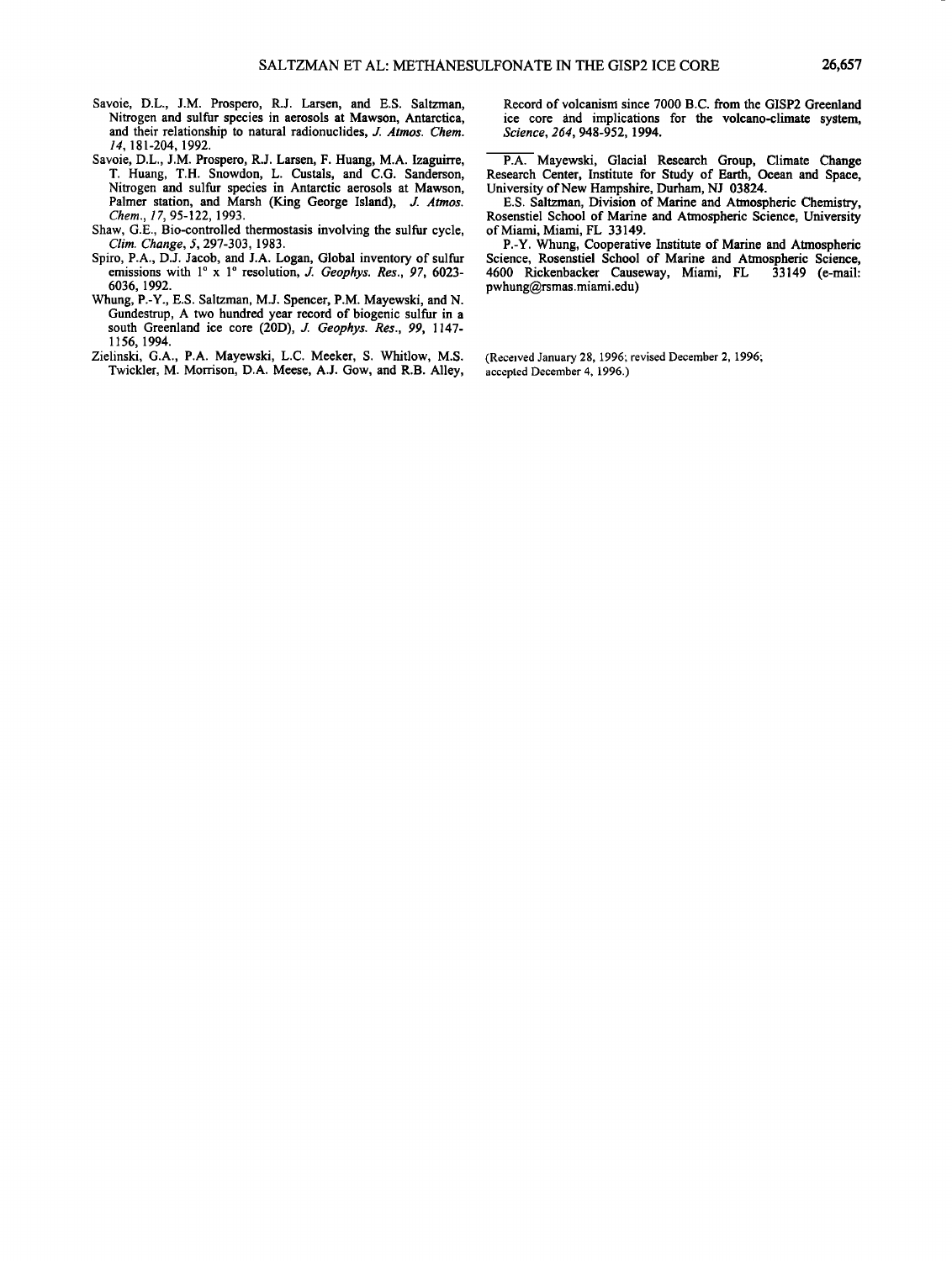Savoie, D.L., J.M. Prospero, R.J. Larsen, and E.S. Saltzman, Nitrogen and sulfur species in aerosols at Mawson, Antarctica, and their relationship to natural radionuclides, *J. Atmos. Chem. 14*, 181-204, 1992.

Savoie, D.L., J.M. Prospero, R.J. Larsen, F. Huang, M.A. Izaguirre, T. Huang, T.H. Snowdon, L. Custals, and C.G. Sanderson, Nitrogen and sulfur species in Antarctic aerosols at Mawson, Palmer station, and Marsh (King George Island), *J. Atmos. Chem.*, *17*, 95-122, 1993.

Shaw, G.E., Bio-controlled thermostasis involving the sulfur cycle, *Clim. Change*, *5*, 297-303, 1983.

Spiro, P.A., D.J. Jacob, and J.A. Logan, Global inventory of sulfur emissions with 1° x 1° resolution, *J. Geophys. Res.*, *97*, 6023-6036, 1992.

Whung, P.-Y., E.S. Saltzman, M.J. Spencer, P.M. Mayewski, and N. Gundestrup, A two hundred year record of biogenic sulfur in a south Greenland ice core (20D), *J. Geophys. Res.*, *99*, 1147-1156, 1994.

Zielinski, G.A., P.A. Mayewski, L.C. Meeker, S. Whitlow, M.S. Twickler, M. Morrison, D.A. Meese, A.J. Gow, and R.B. Alley, Record of volcanism since 7000 B.C. from the GISP2 Greenland ice core and implications for the volcano-climate system, *Science*, *264*, 948-952, 1994.

---

P.A. Mayewski, Glacial Research Group, Climate Change Research Center, Institute for Study of Earth, Ocean and Space, University of New Hampshire, Durham, NJ 03824.

E.S. Saltzman, Division of Marine and Atmospheric Chemistry, Rosenstiel School of Marine and Atmospheric Science, University of Miami, Miami, FL 33149.

P.-Y. Whung, Cooperative Institute of Marine and Atmospheric Science, Rosenstiel School of Marine and Atmospheric Science, 4600 Rickenbacker Causeway, Miami, FL 33149 (e-mail: pwhung@rsmas.miami.edu)

(Received January 28, 1996; revised December 2, 1996; accepted December 4, 1996.)